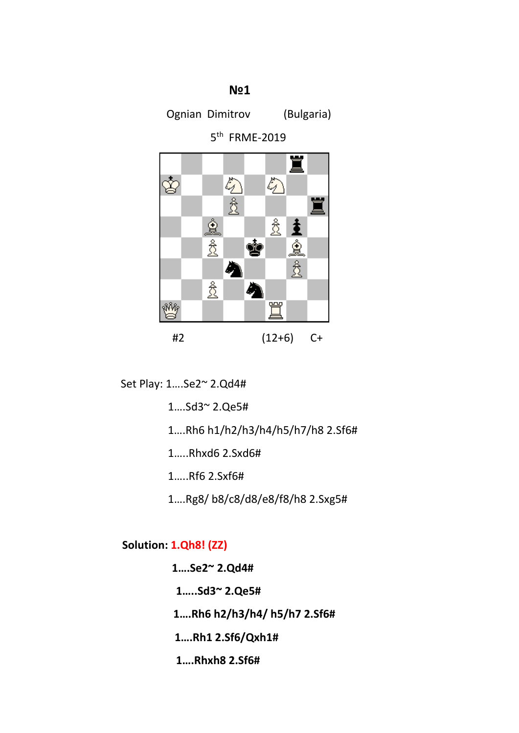**№1**

Ognian Dimitrov (Bulgaria)

5th FRME-2019

#2 (12+6) C+

Set Play: 1....Se2~ 2.Qd4#

1....Sd3~ 2.Qe5#

1....Rh6 h1/h2/h3/h4/h5/h7/h8 2.Sf6#

1.....Rhxd6 2.Sxd6#

1.....Rf6 2.Sxf6#

1....Rg8/ b8/c8/d8/e8/f8/h8 2.Sxg5#

**Solution: 1.Qh8! (ZZ)**

**1....Se2~ 2.Qd4#**

**1.....Sd3~ 2.Qe5#**

**1....Rh6 h2/h3/h4/ h5/h7 2.Sf6#**

**1....Rh1 2.Sf6/Qxh1#**

**1....Rhxh8 2.Sf6#**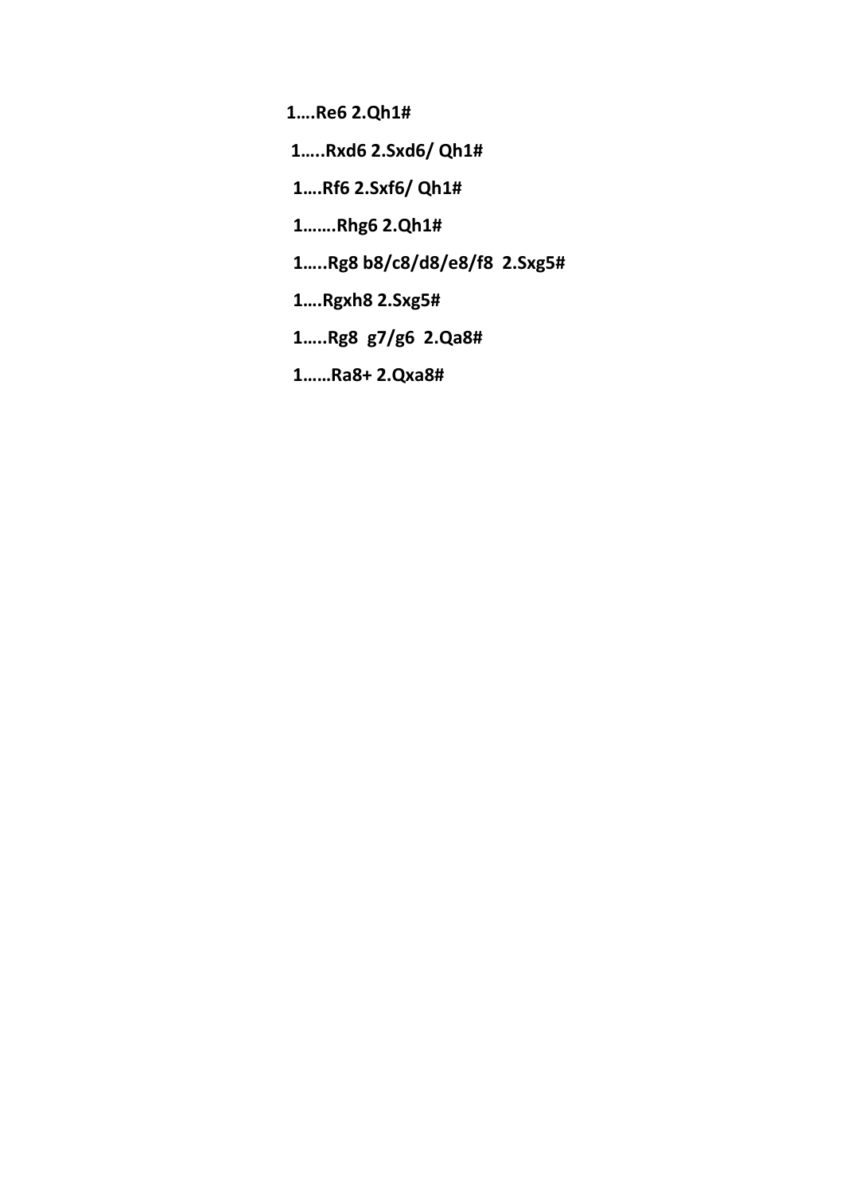**1….Re6 2.Qh1#**

**1…..Rxd6 2.Sxd6/ Qh1#**

**1….Rf6 2.Sxf6/ Qh1#**

**1…….Rhg6 2.Qh1#**

**1…..Rg8 b8/c8/d8/e8/f8 2.Sxg5#**

**1….Rgxh8 2.Sxg5#**

**1…..Rg8 g7/g6 2.Qa8#**

**1……Ra8+ 2.Qxa8#**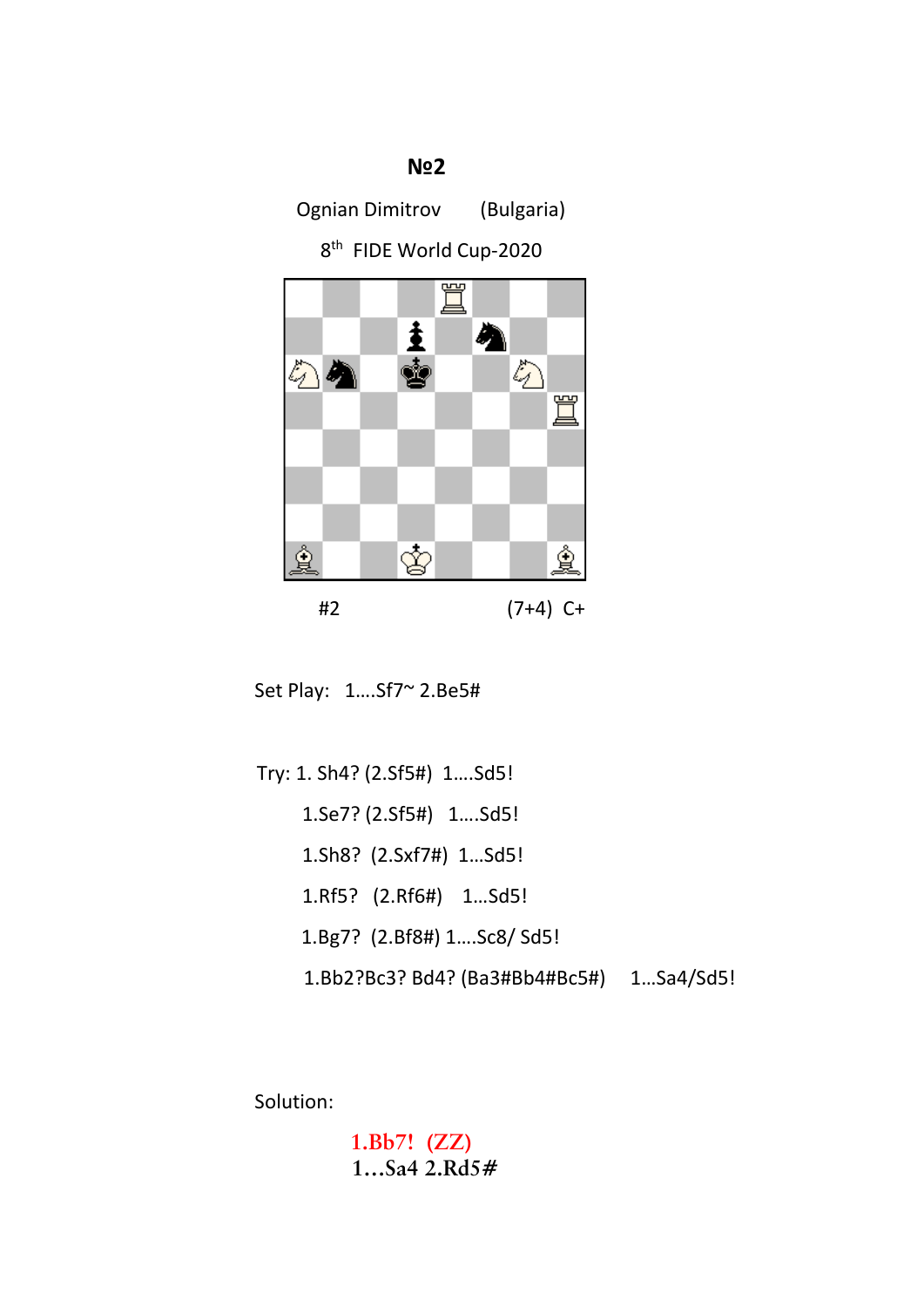**№2**

Ognian Dimitrov (Bulgaria)

8th FIDE World Cup-2020

#2 (7+4) C+

Set Play: 1….Sf7~ 2.Be5#

Try: 1. Sh4? (2.Sf5#) 1….Sd5!

1.Se7? (2.Sf5#) 1….Sd5!

1.Sh8? (2.Sxf7#) 1…Sd5!

1.Rf5? (2.Rf6#) 1…Sd5!

1.Bg7? (2.Bf8#) 1….Sc8/ Sd5!

1.Bb2?Bc3? Bd4? (Ba3#Bb4#Bc5#) 1…Sa4/Sd5!

Solution:

1.Bb7! (ZZ)

1…Sa4 2.Rd5#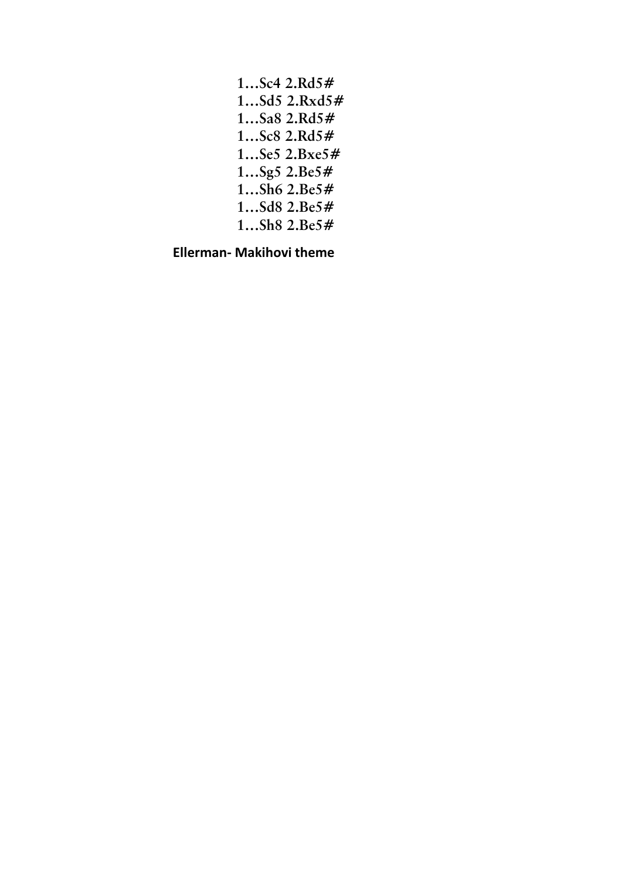1…Sc4 2.Rd5#
1…Sd5 2.Rxd5#
1…Sa8 2.Rd5#
1…Sc8 2.Rd5#
1…Se5 2.Bxe5#
1…Sg5 2.Be5#
1…Sh6 2.Be5#
1…Sd8 2.Be5#
1…Sh8 2.Be5#

**Ellerman- Makihovi theme**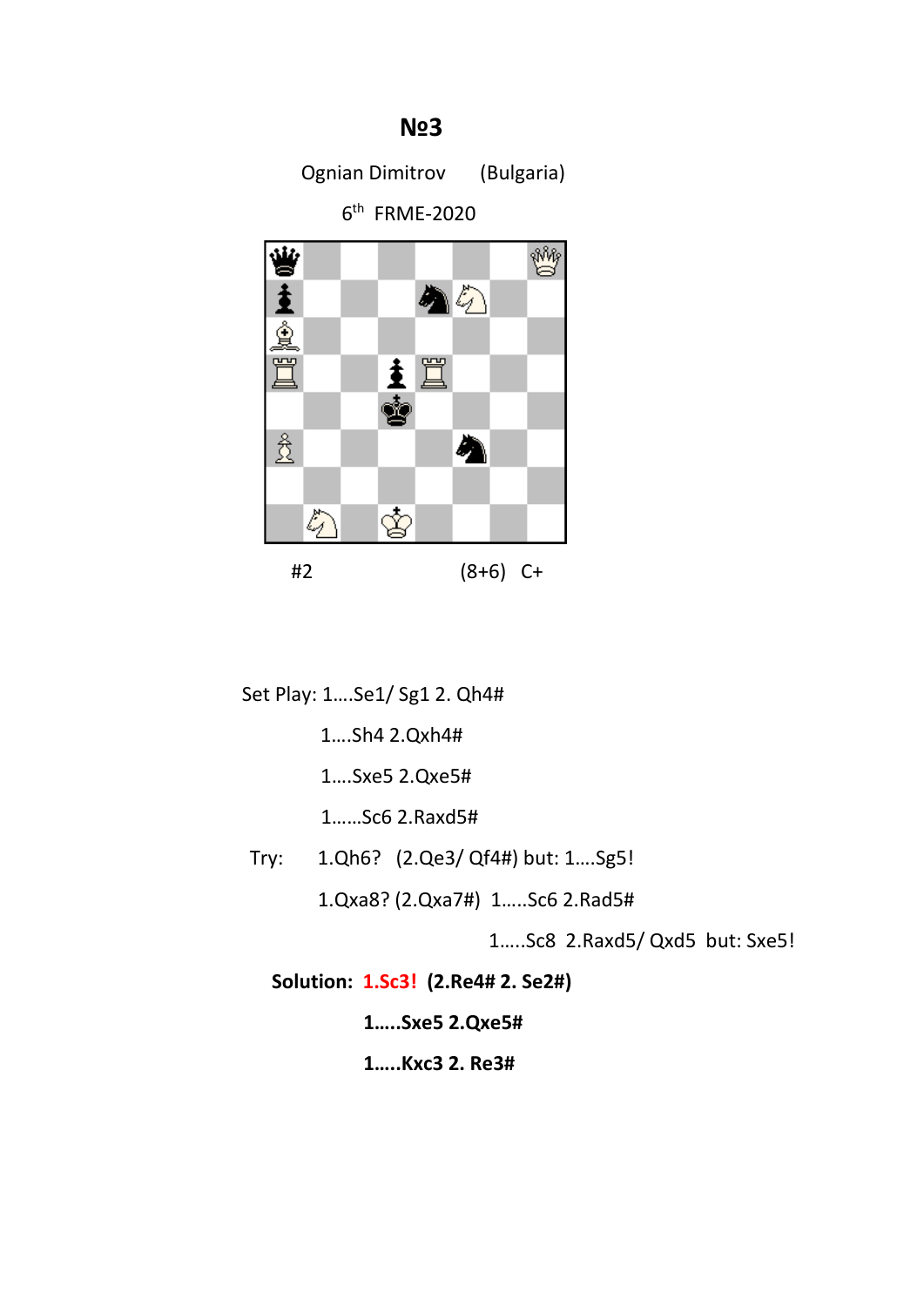# №3

Ognian Dimitrov (Bulgaria)

6th FRME-2020

#2 (8+6) C+

Set Play: 1....Se1/ Sg1 2. Qh4#

1....Sh4 2.Qxh4#

1....Sxe5 2.Qxe5#

1......Sc6 2.Raxd5#

Try: 1.Qh6? (2.Qe3/ Qf4#) but: 1....Sg5!

1.Qxa8? (2.Qxa7#) 1.....Sc6 2.Rad5#

1.....Sc8 2.Raxd5/ Qxd5 but: Sxe5!

**Solution: 1.Sc3! (2.Re4# 2. Se2#)**

**1.....Sxe5 2.Qxe5#**

**1.....Kxc3 2. Re3#**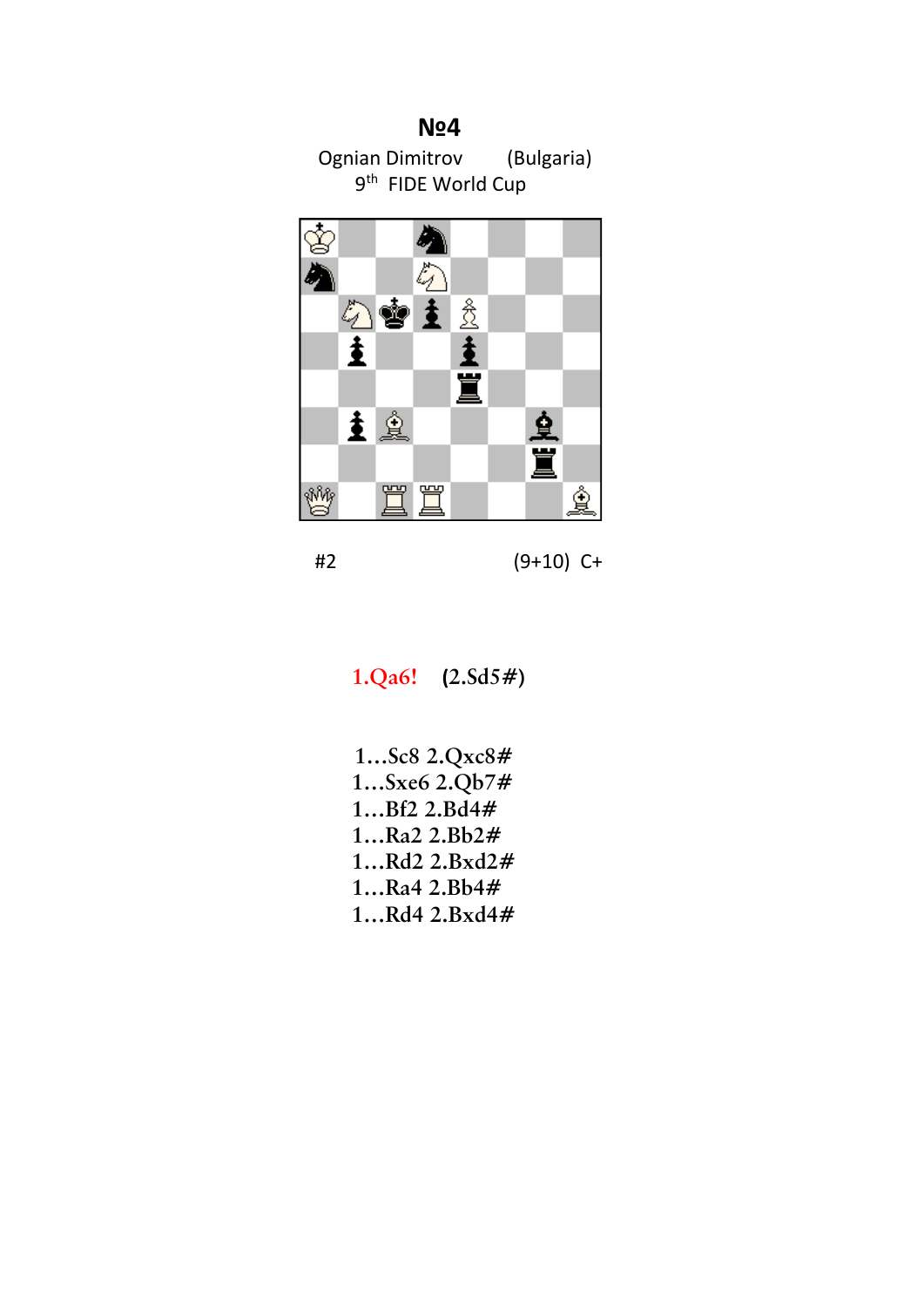## №4

Ognian Dimitrov (Bulgaria)
9th FIDE World Cup

#2 (9+10) C+

**1.Qa6!** **(2.Sd5#)**

1…Sc8 2.Qxc8#
1…Sxe6 2.Qb7#
1…Bf2 2.Bd4#
1…Ra2 2.Bb2#
1…Rd2 2.Bxd2#
1…Ra4 2.Bb4#
1…Rd4 2.Bxd4#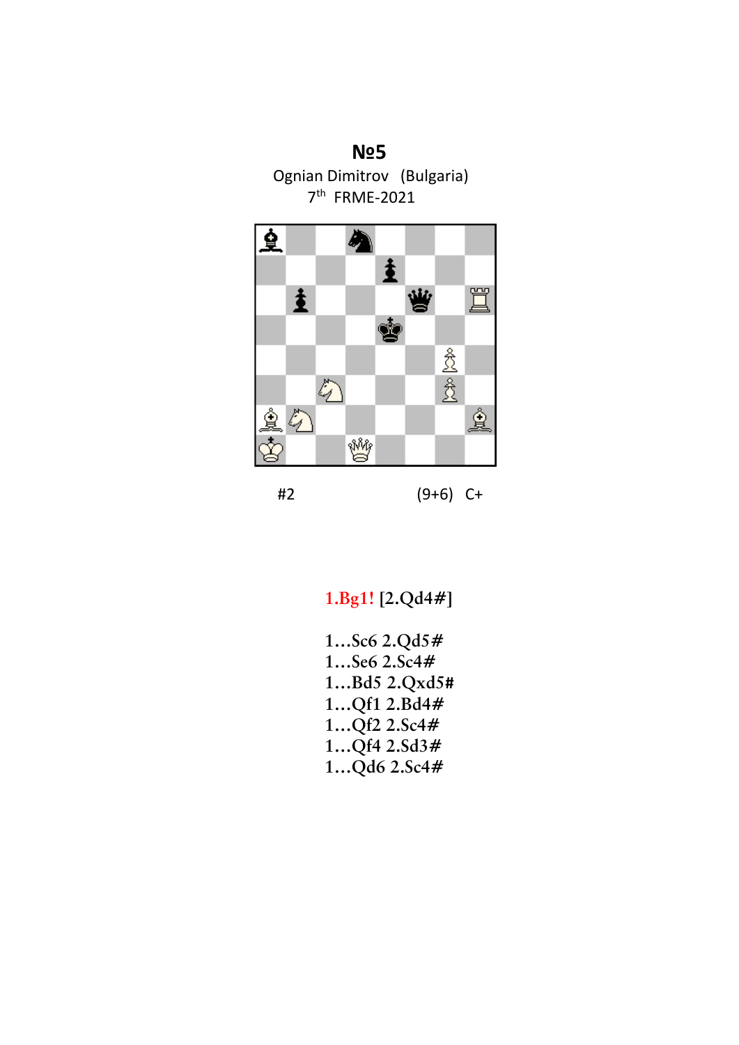# №5

Ognian Dimitrov (Bulgaria)
7th FRME-2021

#2 (9+6) C+

1.Bg1! [2.Qd4#]

1…Sc6 2.Qd5#
1…Se6 2.Sc4#
1…Bd5 2.Qxd5#
1…Qf1 2.Bd4#
1…Qf2 2.Sc4#
1…Qf4 2.Sd3#
1…Qd6 2.Sc4#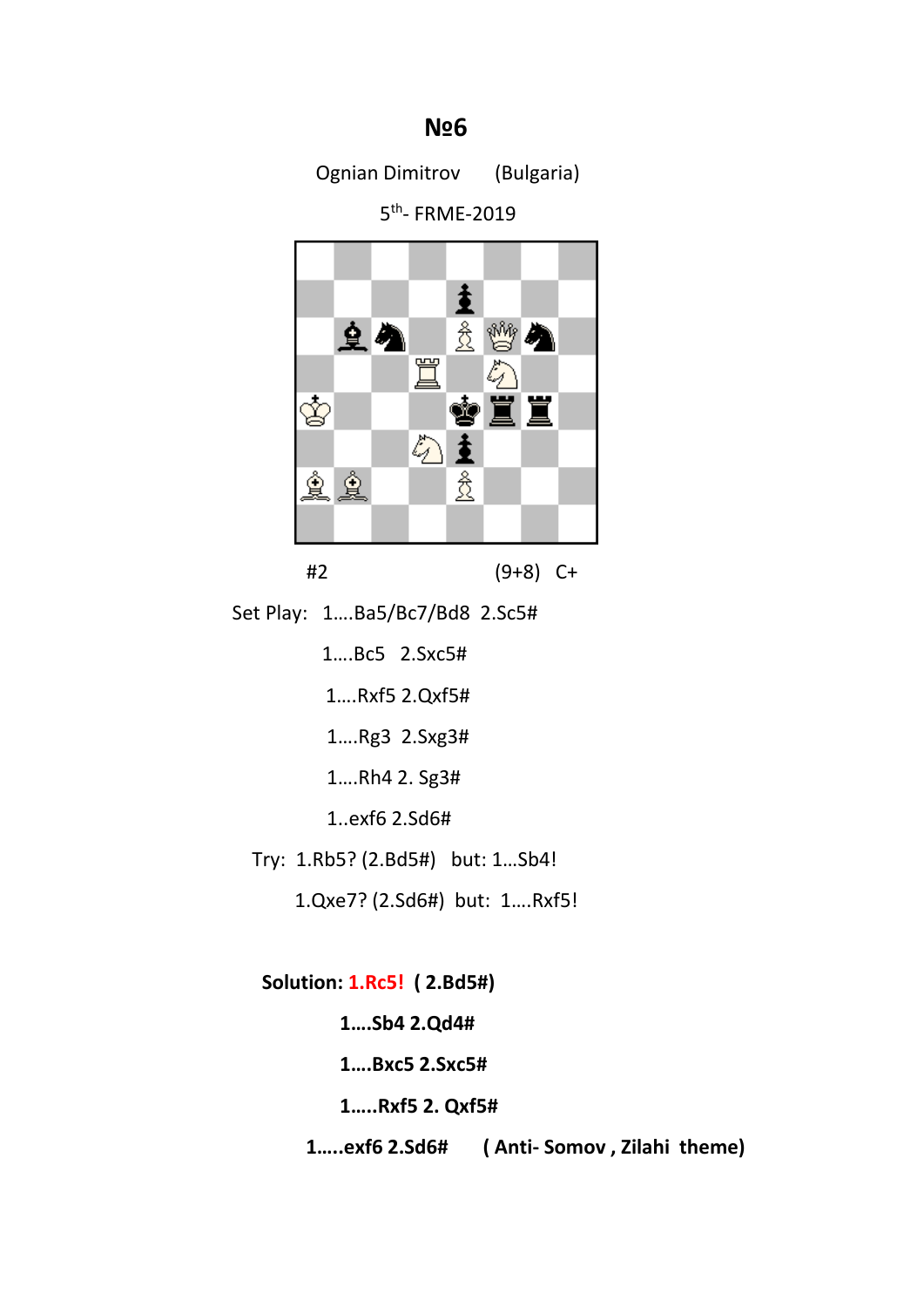## №6

Ognian Dimitrov (Bulgaria)

5th- FRME-2019

#2 (9+8) C+

Set Play: 1....Ba5/Bc7/Bd8 2.Sc5#

1....Bc5 2.Sxc5#

1....Rxf5 2.Qxf5#

1....Rg3 2.Sxg3#

1....Rh4 2. Sg3#

1..exf6 2.Sd6#

Try: 1.Rb5? (2.Bd5#) but: 1...Sb4!

1.Qxe7? (2.Sd6#) but: 1....Rxf5!

**Solution: 1.Rc5! (2.Bd5#)**

**1....Sb4 2.Qd4#**

**1....Bxc5 2.Sxc5#**

**1.....Rxf5 2. Qxf5#**

**1.....exf6 2.Sd6# ( Anti- Somov , Zilahi theme)**